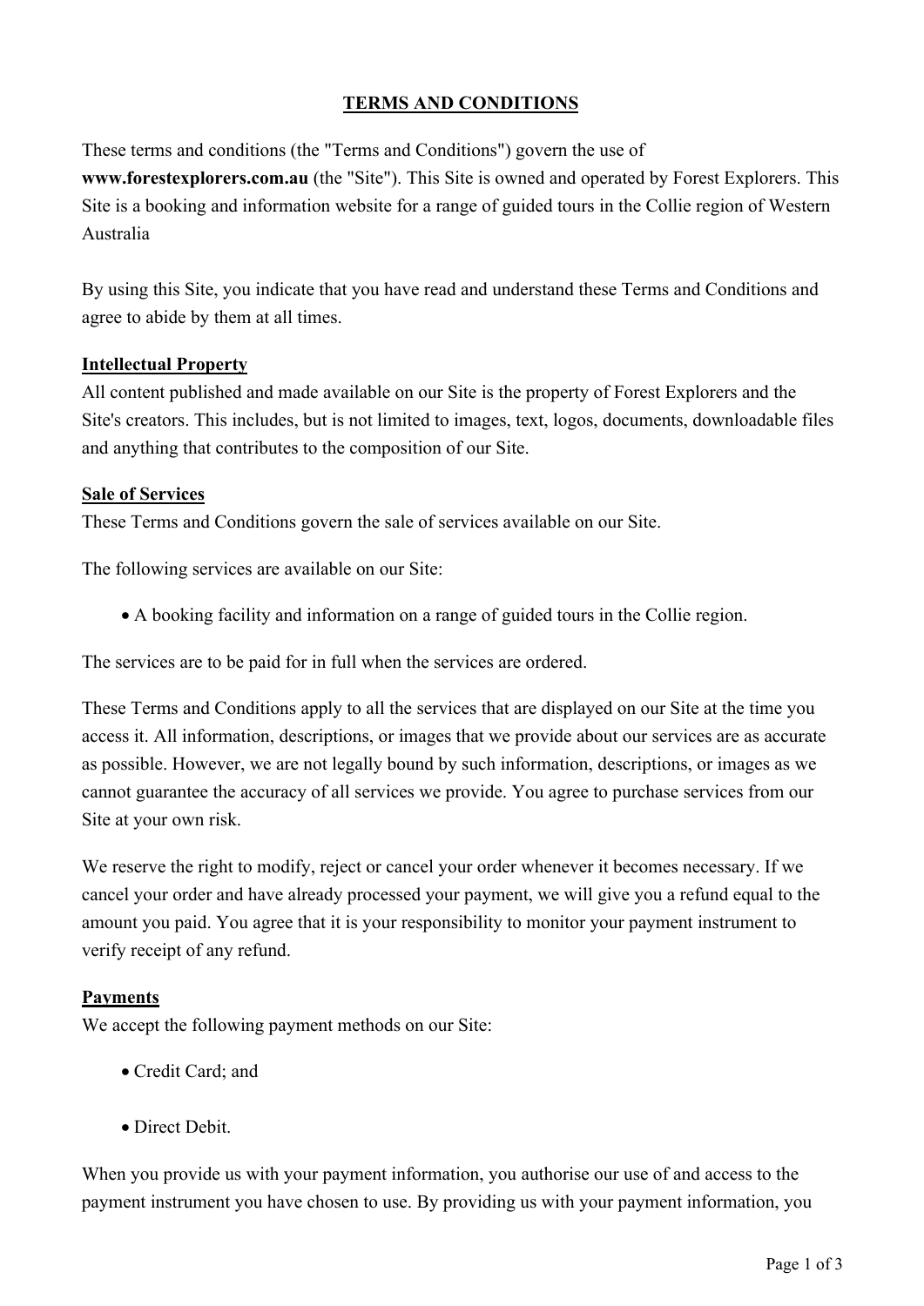# TERMS AND CONDITIONS

These terms and conditions (the "Terms and Conditions") govern the use of **www.forestexplorers.com.au** (the "Site"). This Site is owned and operated by Forest Explorers. This Site is a booking and information website for a range of guided tours in the Collie region of Western Australia

By using this Site, you indicate that you have read and understand these Terms and Conditions and agree to abide by them at all times.

## Intellectual Property

All content published and made available on our Site is the property of Forest Explorers and the Site's creators. This includes, but is not limited to images, text, logos, documents, downloadable files and anything that contributes to the composition of our Site.

## Sale of Services

These Terms and Conditions govern the sale of services available on our Site.

The following services are available on our Site:

- A booking facility and information on a range of guided tours in the Collie region.

The services are to be paid for in full when the services are ordered.

These Terms and Conditions apply to all the services that are displayed on our Site at the time you access it. All information, descriptions, or images that we provide about our services are as accurate as possible. However, we are not legally bound by such information, descriptions, or images as we cannot guarantee the accuracy of all services we provide. You agree to purchase services from our Site at your own risk.

We reserve the right to modify, reject or cancel your order whenever it becomes necessary. If we cancel your order and have already processed your payment, we will give you a refund equal to the amount you paid. You agree that it is your responsibility to monitor your payment instrument to verify receipt of any refund.

## Payments

We accept the following payment methods on our Site:

- Credit Card; and
- Direct Debit.

When you provide us with your payment information, you authorise our use of and access to the payment instrument you have chosen to use. By providing us with your payment information, you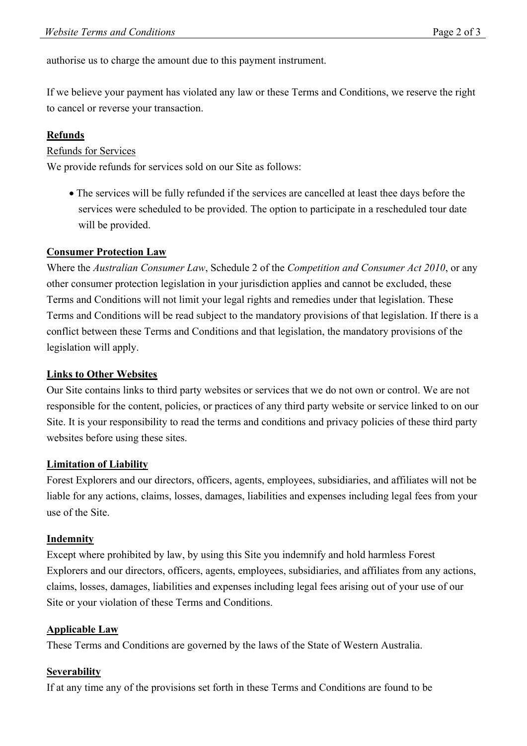authorise us to charge the amount due to this payment instrument.

If we believe your payment has violated any law or these Terms and Conditions, we reserve the right to cancel or reverse your transaction.

## Refunds

Refunds for Services

We provide refunds for services sold on our Site as follows:

- The services will be fully refunded if the services are cancelled at least thee days before the services were scheduled to be provided. The option to participate in a rescheduled tour date will be provided.

## Consumer Protection Law

Where the *Australian Consumer Law*, Schedule 2 of the *Competition and Consumer Act 2010*, or any other consumer protection legislation in your jurisdiction applies and cannot be excluded, these Terms and Conditions will not limit your legal rights and remedies under that legislation. These Terms and Conditions will be read subject to the mandatory provisions of that legislation. If there is a conflict between these Terms and Conditions and that legislation, the mandatory provisions of the legislation will apply.

## Links to Other Websites

Our Site contains links to third party websites or services that we do not own or control. We are not responsible for the content, policies, or practices of any third party website or service linked to on our Site. It is your responsibility to read the terms and conditions and privacy policies of these third party websites before using these sites.

## Limitation of Liability

Forest Explorers and our directors, officers, agents, employees, subsidiaries, and affiliates will not be liable for any actions, claims, losses, damages, liabilities and expenses including legal fees from your use of the Site.

## Indemnity

Except where prohibited by law, by using this Site you indemnify and hold harmless Forest Explorers and our directors, officers, agents, employees, subsidiaries, and affiliates from any actions, claims, losses, damages, liabilities and expenses including legal fees arising out of your use of our Site or your violation of these Terms and Conditions.

## Applicable Law

These Terms and Conditions are governed by the laws of the State of Western Australia.

## Severability

If at any time any of the provisions set forth in these Terms and Conditions are found to be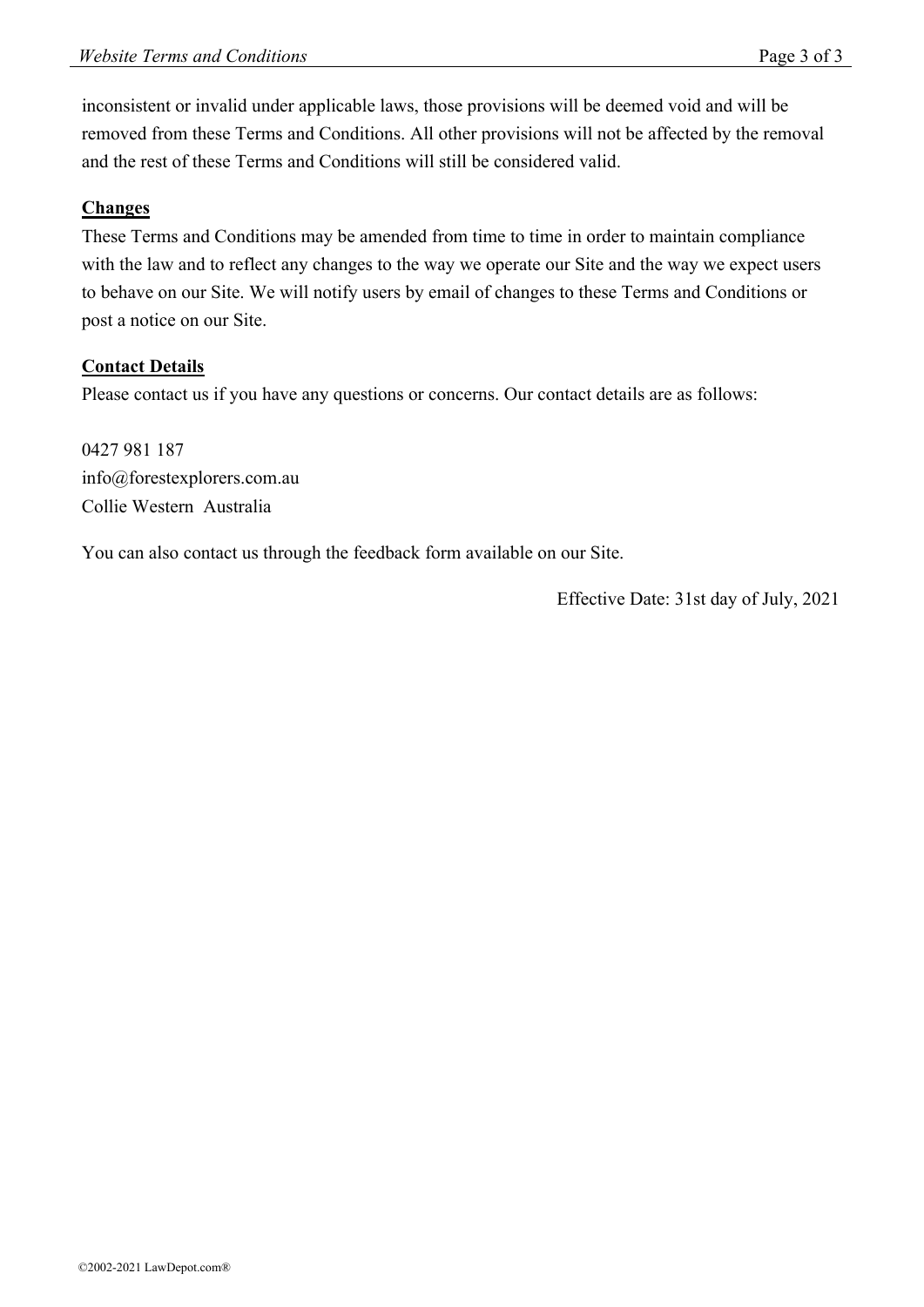inconsistent or invalid under applicable laws, those provisions will be deemed void and will be removed from these Terms and Conditions. All other provisions will not be affected by the removal and the rest of these Terms and Conditions will still be considered valid.

**Changes**

These Terms and Conditions may be amended from time to time in order to maintain compliance with the law and to reflect any changes to the way we operate our Site and the way we expect users to behave on our Site. We will notify users by email of changes to these Terms and Conditions or post a notice on our Site.

**Contact Details**

Please contact us if you have any questions or concerns. Our contact details are as follows:

0427 981 187
info@forestexplorers.com.au
Collie Western Australia

You can also contact us through the feedback form available on our Site.

Effective Date: 31st day of July, 2021

©2002-2021 LawDepot.com®